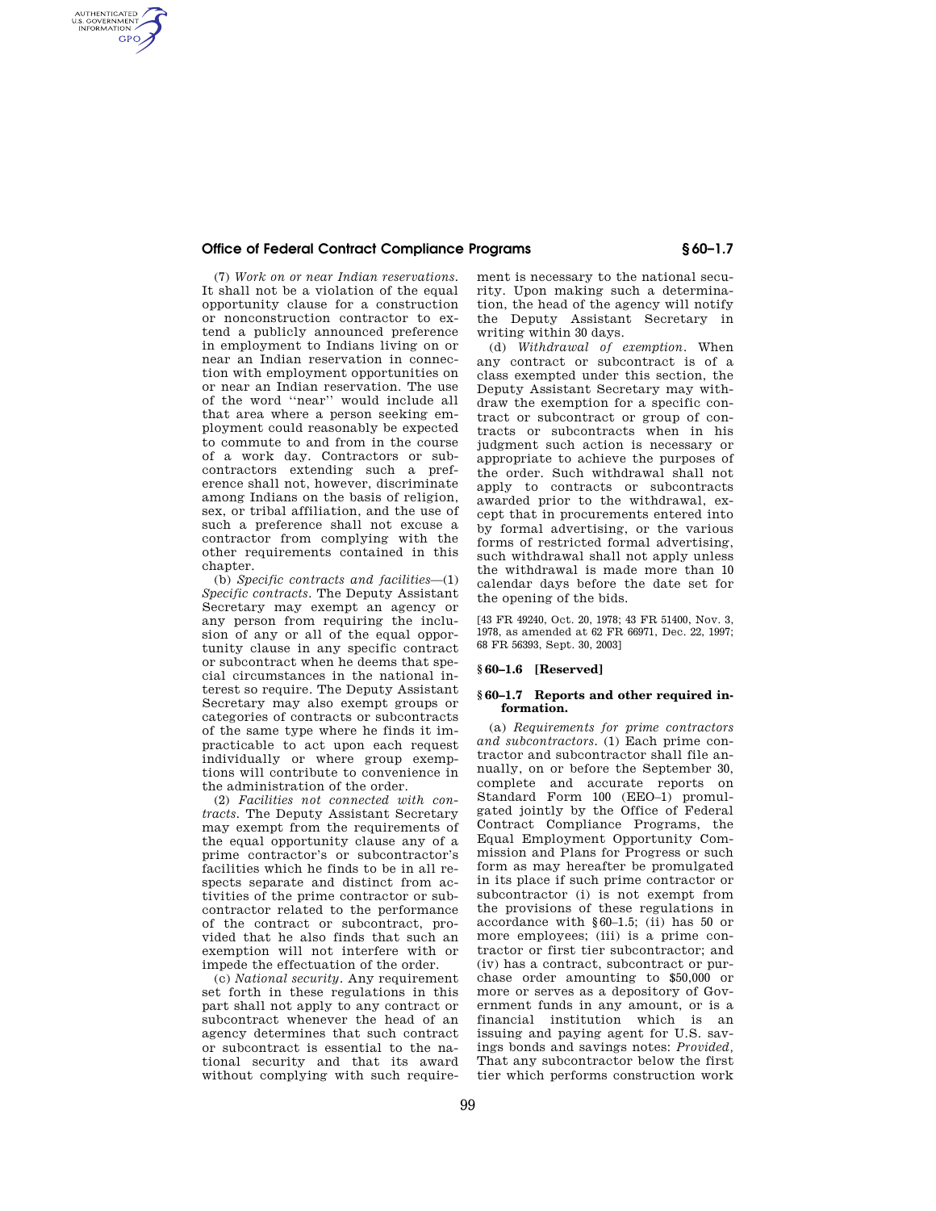(7) *Work on or near Indian reservations.* It shall not be a violation of the equal opportunity clause for a construction or nonconstruction contractor to extend a publicly announced preference in employment to Indians living on or near an Indian reservation in connection with employment opportunities on or near an Indian reservation. The use of the word "near" would include all that area where a person seeking employment could reasonably be expected to commute to and from in the course of a work day. Contractors or subcontractors extending such a preference shall not, however, discriminate among Indians on the basis of religion, sex, or tribal affiliation, and the use of such a preference shall not excuse a contractor from complying with the other requirements contained in this chapter.

(b) *Specific contracts and facilities*—(1) *Specific contracts.* The Deputy Assistant Secretary may exempt an agency or any person from requiring the inclusion of any or all of the equal opportunity clause in any specific contract or subcontract when he deems that special circumstances in the national interest so require. The Deputy Assistant Secretary may also exempt groups or categories of contracts or subcontracts of the same type where he finds it impracticable to act upon each request individually or where group exemptions will contribute to convenience in the administration of the order.

(2) *Facilities not connected with contracts.* The Deputy Assistant Secretary may exempt from the requirements of the equal opportunity clause any of a prime contractor's or subcontractor's facilities which he finds to be in all respects separate and distinct from activities of the prime contractor or subcontractor related to the performance of the contract or subcontract, provided that he also finds that such an exemption will not interfere with or impede the effectuation of the order.

(c) *National security.* Any requirement set forth in these regulations in this part shall not apply to any contract or subcontract whenever the head of an agency determines that such contract or subcontract is essential to the national security and that its award without complying with such requirement is necessary to the national security. Upon making such a determination, the head of the agency will notify the Deputy Assistant Secretary in writing within 30 days.

(d) *Withdrawal of exemption.* When any contract or subcontract is of a class exempted under this section, the Deputy Assistant Secretary may withdraw the exemption for a specific contract or subcontract or group of contracts or subcontracts when in his judgment such action is necessary or appropriate to achieve the purposes of the order. Such withdrawal shall not apply to contracts or subcontracts awarded prior to the withdrawal, except that in procurements entered into by formal advertising, or the various forms of restricted formal advertising, such withdrawal shall not apply unless the withdrawal is made more than 10 calendar days before the date set for the opening of the bids.

[43 FR 49240, Oct. 20, 1978; 43 FR 51400, Nov. 3, 1978, as amended at 62 FR 66971, Dec. 22, 1997; 68 FR 56393, Sept. 30, 2003]

### § 60–1.6 [Reserved]

### § 60–1.7 Reports and other required information.

(a) *Requirements for prime contractors and subcontractors.* (1) Each prime contractor and subcontractor shall file annually, on or before the September 30, complete and accurate reports on Standard Form 100 (EEO–1) promulgated jointly by the Office of Federal Contract Compliance Programs, the Equal Employment Opportunity Commission and Plans for Progress or such form as may hereafter be promulgated in its place if such prime contractor or subcontractor (i) is not exempt from the provisions of these regulations in accordance with §60–1.5; (ii) has 50 or more employees; (iii) is a prime contractor or first tier subcontractor; and (iv) has a contract, subcontract or purchase order amounting to $50,000 or more or serves as a depository of Government funds in any amount, or is a financial institution which is an issuing and paying agent for U.S. savings bonds and savings notes: *Provided,* That any subcontractor below the first tier which performs construction work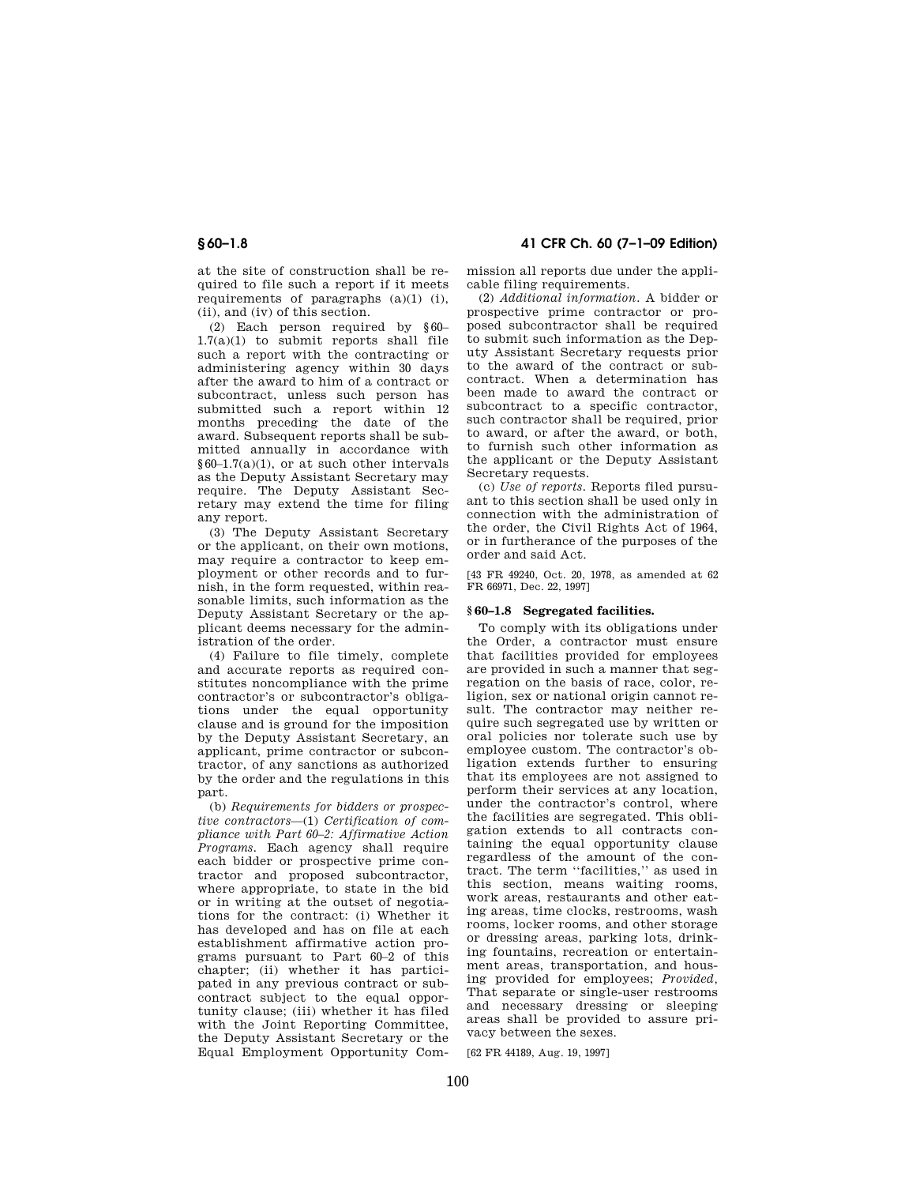at the site of construction shall be required to file such a report if it meets requirements of paragraphs (a)(1) (i), (ii), and (iv) of this section.

(2) Each person required by §60–1.7(a)(1) to submit reports shall file such a report with the contracting or administering agency within 30 days after the award to him of a contract or subcontract, unless such person has submitted such a report within 12 months preceding the date of the award. Subsequent reports shall be submitted annually in accordance with §60–1.7(a)(1), or at such other intervals as the Deputy Assistant Secretary may require. The Deputy Assistant Secretary may extend the time for filing any report.

(3) The Deputy Assistant Secretary or the applicant, on their own motions, may require a contractor to keep employment or other records and to furnish, in the form requested, within reasonable limits, such information as the Deputy Assistant Secretary or the applicant deems necessary for the administration of the order.

(4) Failure to file timely, complete and accurate reports as required constitutes noncompliance with the prime contractor's or subcontractor's obligations under the equal opportunity clause and is ground for the imposition by the Deputy Assistant Secretary, an applicant, prime contractor or subcontractor, of any sanctions as authorized by the order and the regulations in this part.

(b) *Requirements for bidders or prospective contractors*—(1) *Certification of compliance with Part 60–2: Affirmative Action Programs.* Each agency shall require each bidder or prospective prime contractor and proposed subcontractor, where appropriate, to state in the bid or in writing at the outset of negotiations for the contract: (i) Whether it has developed and has on file at each establishment affirmative action programs pursuant to Part 60–2 of this chapter; (ii) whether it has participated in any previous contract or subcontract subject to the equal opportunity clause; (iii) whether it has filed with the Joint Reporting Committee, the Deputy Assistant Secretary or the Equal Employment Opportunity Commission all reports due under the applicable filing requirements.

(2) *Additional information.* A bidder or prospective prime contractor or proposed subcontractor shall be required to submit such information as the Deputy Assistant Secretary requests prior to the award of the contract or subcontract. When a determination has been made to award the contract or subcontract to a specific contractor, such contractor shall be required, prior to award, or after the award, or both, to furnish such other information as the applicant or the Deputy Assistant Secretary requests.

(c) *Use of reports.* Reports filed pursuant to this section shall be used only in connection with the administration of the order, the Civil Rights Act of 1964, or in furtherance of the purposes of the order and said Act.

[43 FR 49240, Oct. 20, 1978, as amended at 62 FR 66971, Dec. 22, 1997]

## § 60–1.8 Segregated facilities.

To comply with its obligations under the Order, a contractor must ensure that facilities provided for employees are provided in such a manner that segregation on the basis of race, color, religion, sex or national origin cannot result. The contractor may neither require such segregated use by written or oral policies nor tolerate such use by employee custom. The contractor's obligation extends further to ensuring that its employees are not assigned to perform their services at any location, under the contractor's control, where the facilities are segregated. This obligation extends to all contracts containing the equal opportunity clause regardless of the amount of the contract. The term ''facilities,'' as used in this section, means waiting rooms, work areas, restaurants and other eating areas, time clocks, restrooms, wash rooms, locker rooms, and other storage or dressing areas, parking lots, drinking fountains, recreation or entertainment areas, transportation, and housing provided for employees; *Provided,* That separate or single-user restrooms and necessary dressing or sleeping areas shall be provided to assure privacy between the sexes.

[62 FR 44189, Aug. 19, 1997]